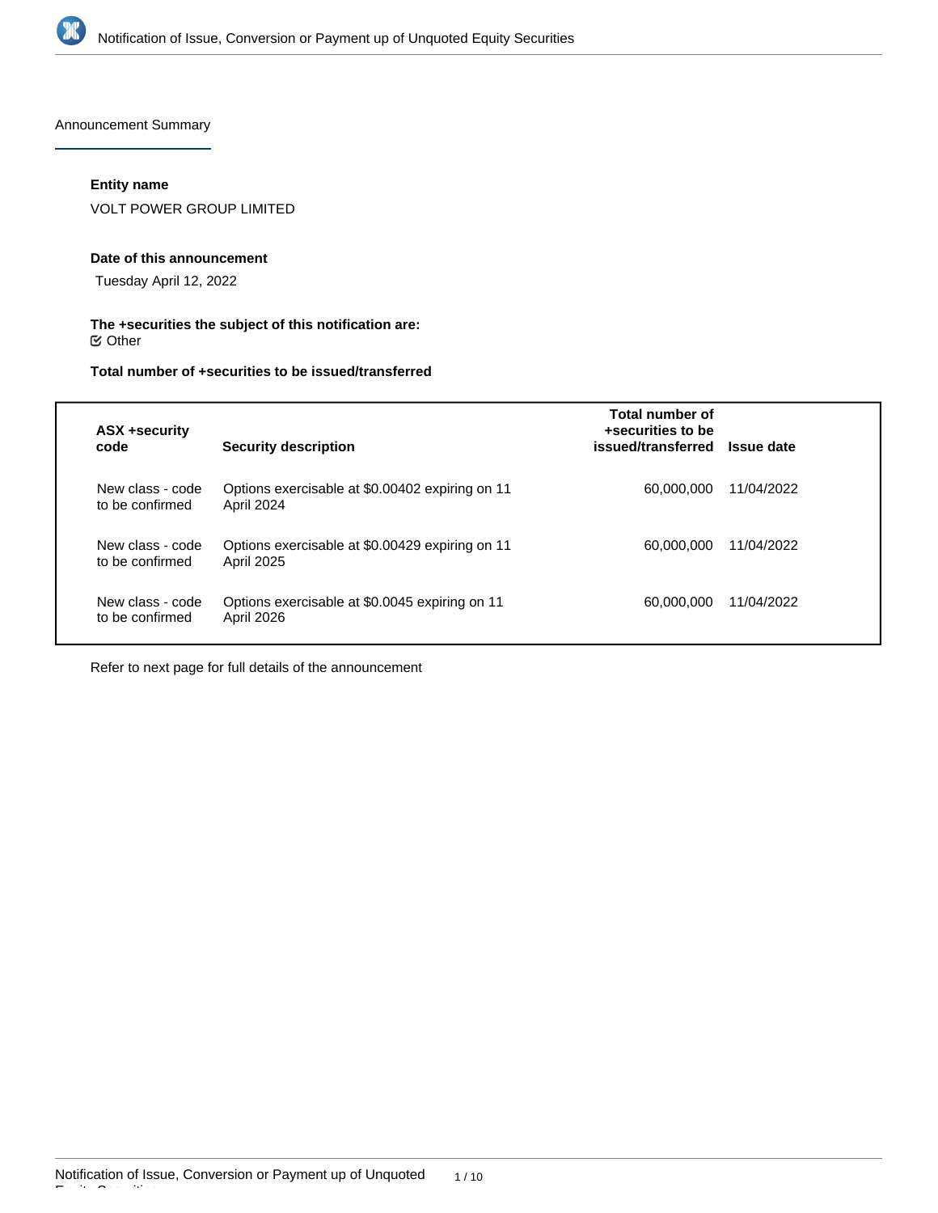## Announcement Summary

**Entity name**

VOLT POWER GROUP LIMITED

**Date of this announcement**

Tuesday April 12, 2022

**The +securities the subject of this notification are:**

☑ Other

**Total number of +securities to be issued/transferred**

| ASX +security code | Security description | Total number of +securities to be issued/transferred | Issue date |
| --- | --- | --- | --- |
| New class - code to be confirmed | Options exercisable at $0.00402 expiring on 11 April 2024 | 60,000,000 | 11/04/2022 |
| New class - code to be confirmed | Options exercisable at $0.00429 expiring on 11 April 2025 | 60,000,000 | 11/04/2022 |
| New class - code to be confirmed | Options exercisable at $0.0045 expiring on 11 April 2026 | 60,000,000 | 11/04/2022 |

Refer to next page for full details of the announcement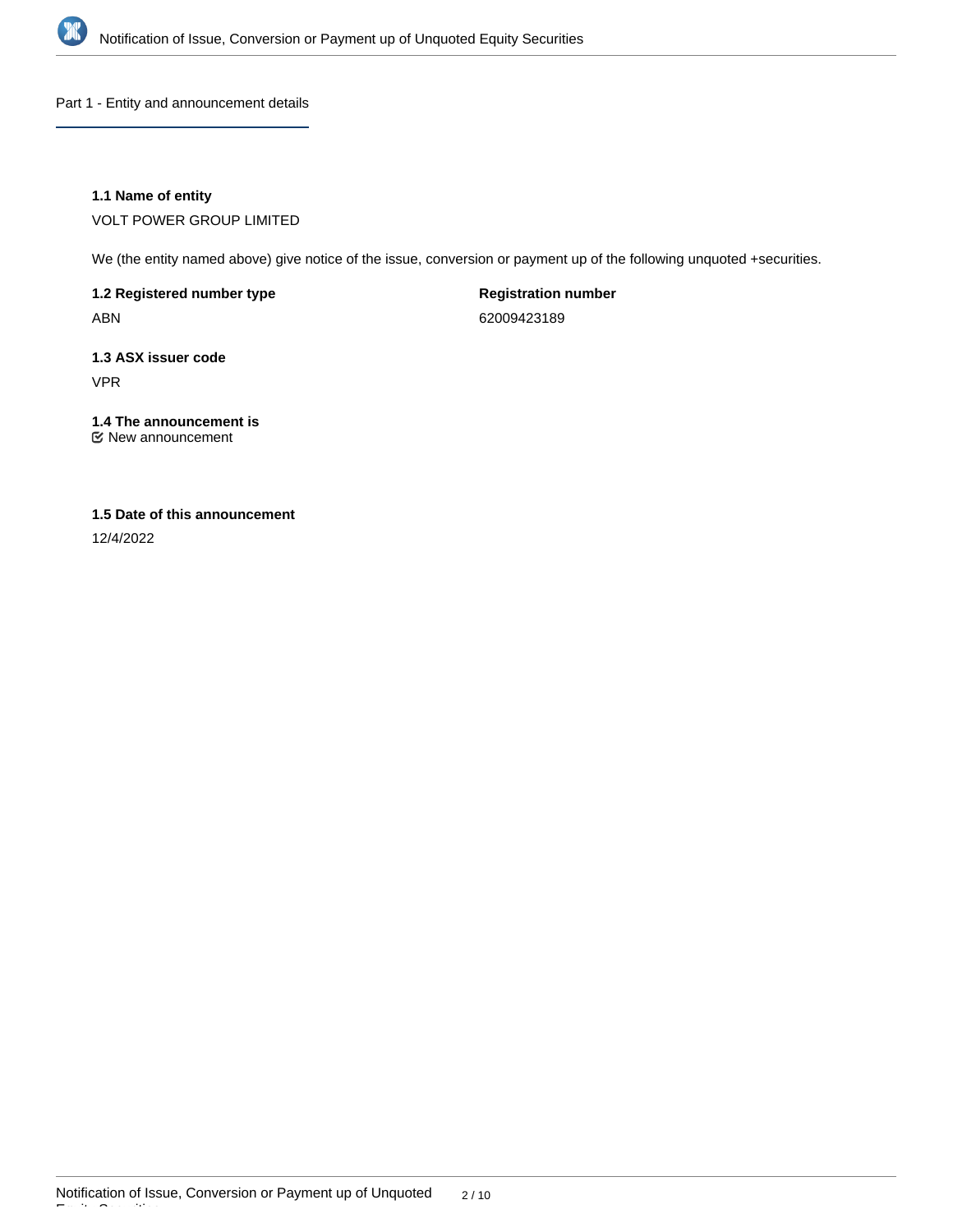## Part 1 - Entity and announcement details

**1.1 Name of entity**

VOLT POWER GROUP LIMITED

We (the entity named above) give notice of the issue, conversion or payment up of the following unquoted +securities.

**1.2 Registered number type**

ABN

**Registration number**

62009423189

**1.3 ASX issuer code**

VPR

**1.4 The announcement is**

☑ New announcement

**1.5 Date of this announcement**

12/4/2022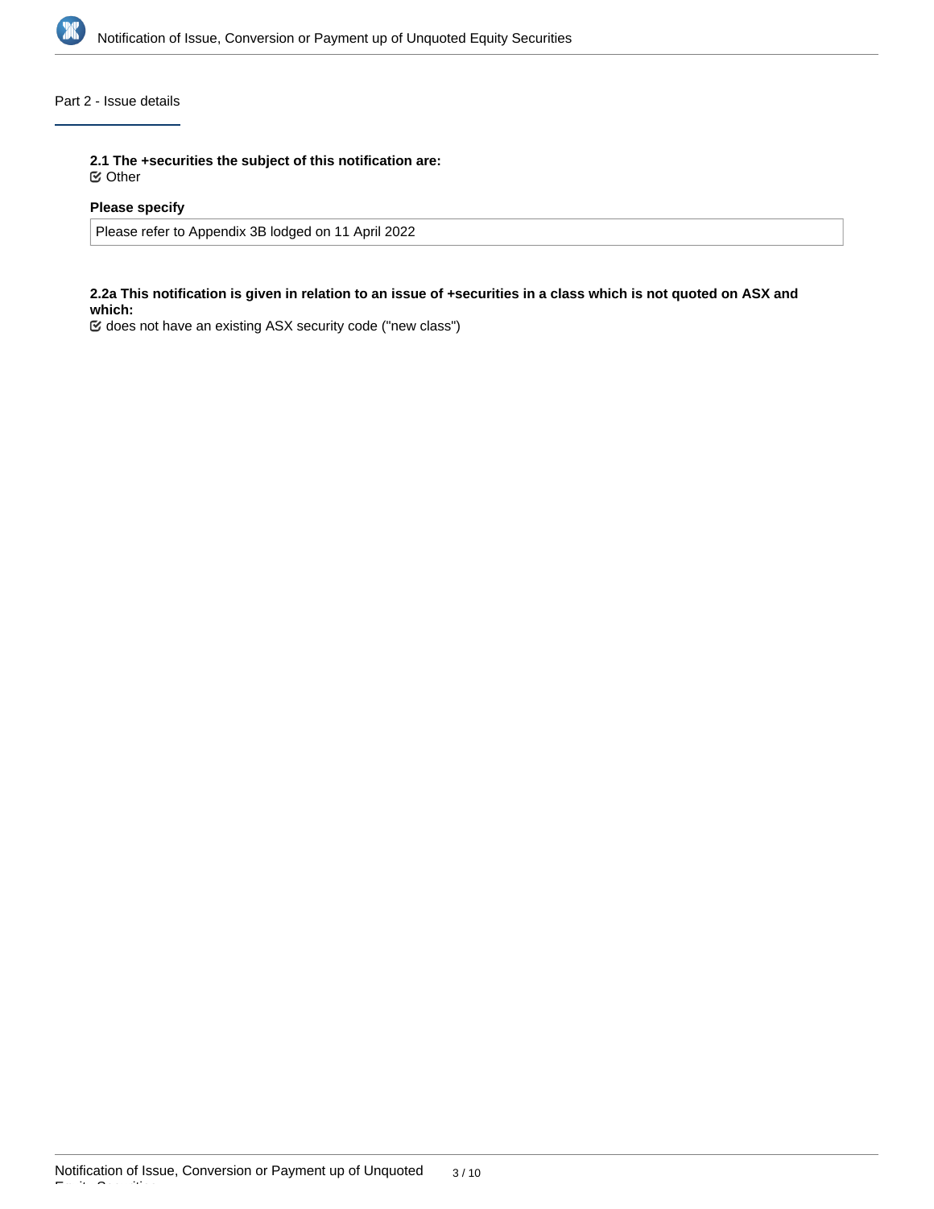## Part 2 - Issue details

**2.1 The +securities the subject of this notification are:**

☑ Other

**Please specify**

Please refer to Appendix 3B lodged on 11 April 2022

**2.2a This notification is given in relation to an issue of +securities in a class which is not quoted on ASX and which:**

☑ does not have an existing ASX security code ("new class")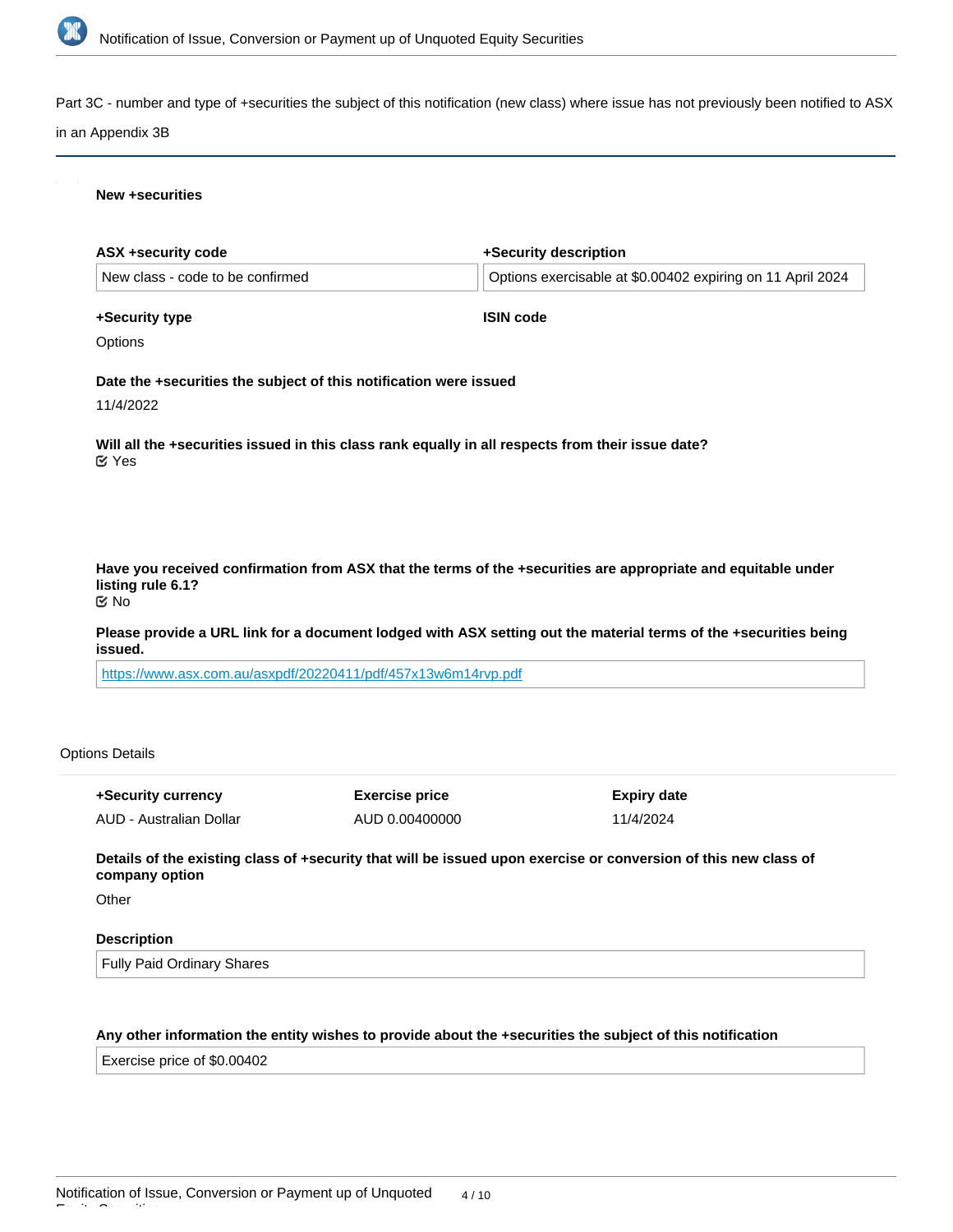Part 3C - number and type of +securities the subject of this notification (new class) where issue has not previously been notified to ASX in an Appendix 3B

### New +securities

**ASX +security code**

New class - code to be confirmed

**+Security description**

Options exercisable at $0.00402 expiring on 11 April 2024

**+Security type**

Options

**ISIN code**

**Date the +securities the subject of this notification were issued**

11/4/2022

**Will all the +securities issued in this class rank equally in all respects from their issue date?**

Yes

**Have you received confirmation from ASX that the terms of the +securities are appropriate and equitable under listing rule 6.1?**

No

**Please provide a URL link for a document lodged with ASX setting out the material terms of the +securities being issued.**

https://www.asx.com.au/asxpdf/20220411/pdf/457x13w6m14rvp.pdf

Options Details

| +Security currency | Exercise price | Expiry date |
| --- | --- | --- |
| AUD - Australian Dollar | AUD 0.00400000 | 11/4/2024 |

**Details of the existing class of +security that will be issued upon exercise or conversion of this new class of company option**

Other

**Description**

Fully Paid Ordinary Shares

**Any other information the entity wishes to provide about the +securities the subject of this notification**

Exercise price of $0.00402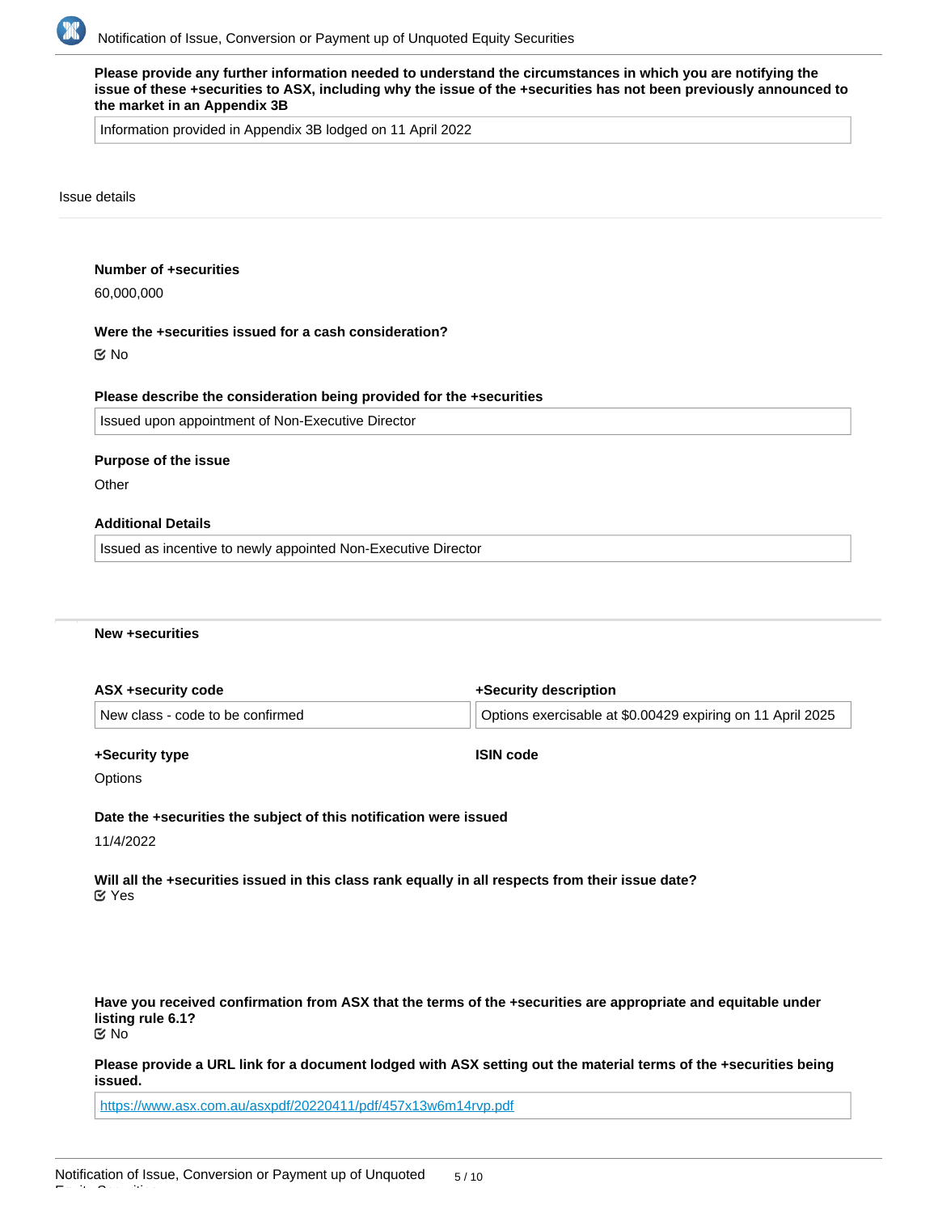**Please provide any further information needed to understand the circumstances in which you are notifying the issue of these +securities to ASX, including why the issue of the +securities has not been previously announced to the market in an Appendix 3B**

Information provided in Appendix 3B lodged on 11 April 2022

Issue details

**Number of +securities**

60,000,000

**Were the +securities issued for a cash consideration?**

☑ No

**Please describe the consideration being provided for the +securities**

Issued upon appointment of Non-Executive Director

**Purpose of the issue**

Other

**Additional Details**

Issued as incentive to newly appointed Non-Executive Director

**New +securities**

| ASX +security code | +Security description |
|---|---|
| New class - code to be confirmed | Options exercisable at $0.00429 expiring on 11 April 2025 |

| +Security type | ISIN code |
|---|---|
| Options | |

**Date the +securities the subject of this notification were issued**

11/4/2022

**Will all the +securities issued in this class rank equally in all respects from their issue date?**

☑ Yes

**Have you received confirmation from ASX that the terms of the +securities are appropriate and equitable under listing rule 6.1?**

☑ No

**Please provide a URL link for a document lodged with ASX setting out the material terms of the +securities being issued.**

https://www.asx.com.au/asxpdf/20220411/pdf/457x13w6m14rvp.pdf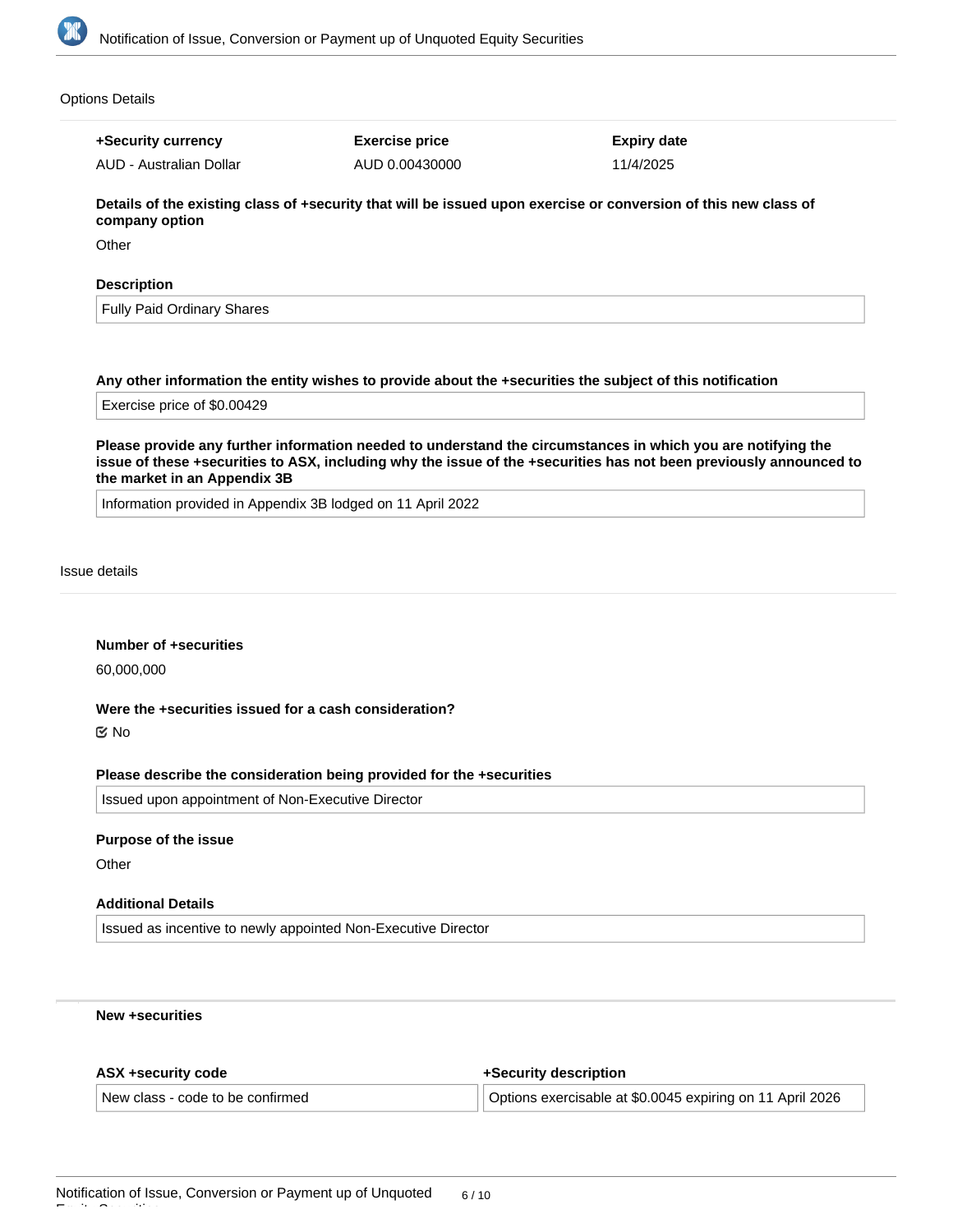Options Details

| +Security currency | Exercise price | Expiry date |
| --- | --- | --- |
| AUD - Australian Dollar | AUD 0.00430000 | 11/4/2025 |

**Details of the existing class of +security that will be issued upon exercise or conversion of this new class of company option**

Other

**Description**

Fully Paid Ordinary Shares

**Any other information the entity wishes to provide about the +securities the subject of this notification**

Exercise price of $0.00429

**Please provide any further information needed to understand the circumstances in which you are notifying the issue of these +securities to ASX, including why the issue of the +securities has not been previously announced to the market in an Appendix 3B**

Information provided in Appendix 3B lodged on 11 April 2022

Issue details

**Number of +securities**

60,000,000

**Were the +securities issued for a cash consideration?**

☑ No

**Please describe the consideration being provided for the +securities**

Issued upon appointment of Non-Executive Director

**Purpose of the issue**

Other

**Additional Details**

Issued as incentive to newly appointed Non-Executive Director

**New +securities**

| ASX +security code | +Security description |
| --- | --- |
| New class - code to be confirmed | Options exercisable at $0.0045 expiring on 11 April 2026 |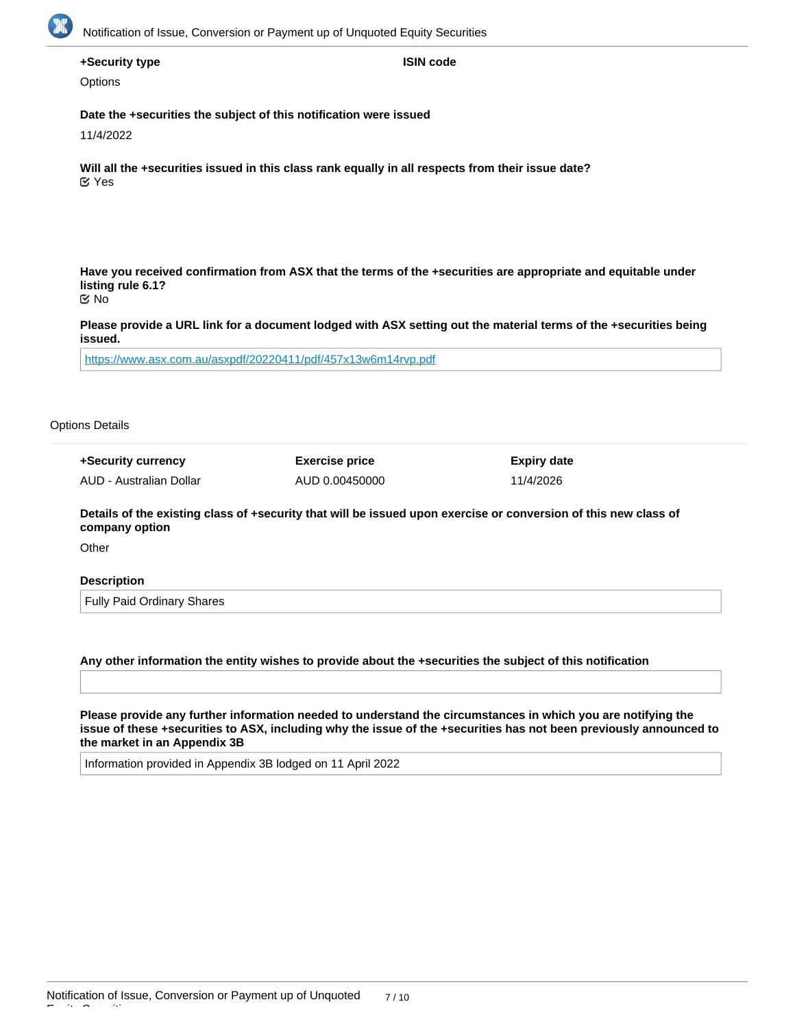**+Security type**

Options

**ISIN code**

**Date the +securities the subject of this notification were issued**

11/4/2022

**Will all the +securities issued in this class rank equally in all respects from their issue date?**

☑ Yes

**Have you received confirmation from ASX that the terms of the +securities are appropriate and equitable under listing rule 6.1?**

☑ No

**Please provide a URL link for a document lodged with ASX setting out the material terms of the +securities being issued.**

https://www.asx.com.au/asxpdf/20220411/pdf/457x13w6m14rvp.pdf

Options Details

| +Security currency | Exercise price | Expiry date |
|---|---|---|
| AUD - Australian Dollar | AUD 0.00450000 | 11/4/2026 |

**Details of the existing class of +security that will be issued upon exercise or conversion of this new class of company option**

Other

**Description**

Fully Paid Ordinary Shares

**Any other information the entity wishes to provide about the +securities the subject of this notification**

**Please provide any further information needed to understand the circumstances in which you are notifying the issue of these +securities to ASX, including why the issue of the +securities has not been previously announced to the market in an Appendix 3B**

Information provided in Appendix 3B lodged on 11 April 2022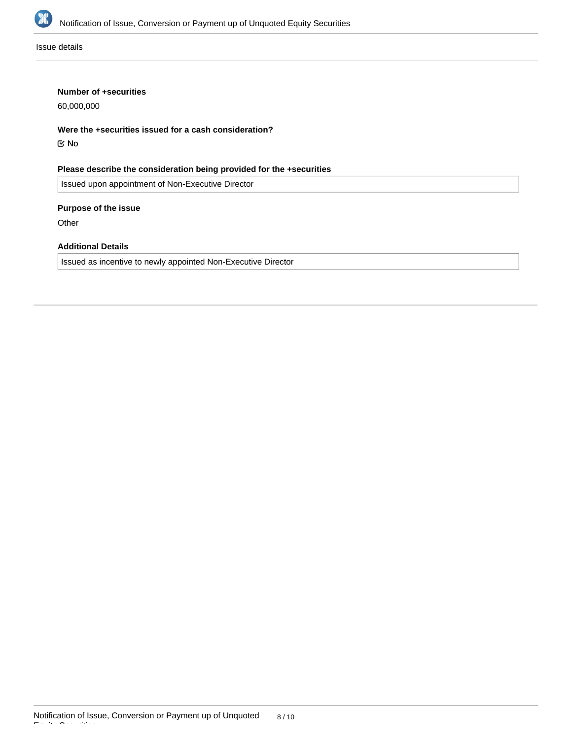Issue details

**Number of +securities**

60,000,000

**Were the +securities issued for a cash consideration?**

☑ No

**Please describe the consideration being provided for the +securities**

Issued upon appointment of Non-Executive Director

**Purpose of the issue**

Other

**Additional Details**

Issued as incentive to newly appointed Non-Executive Director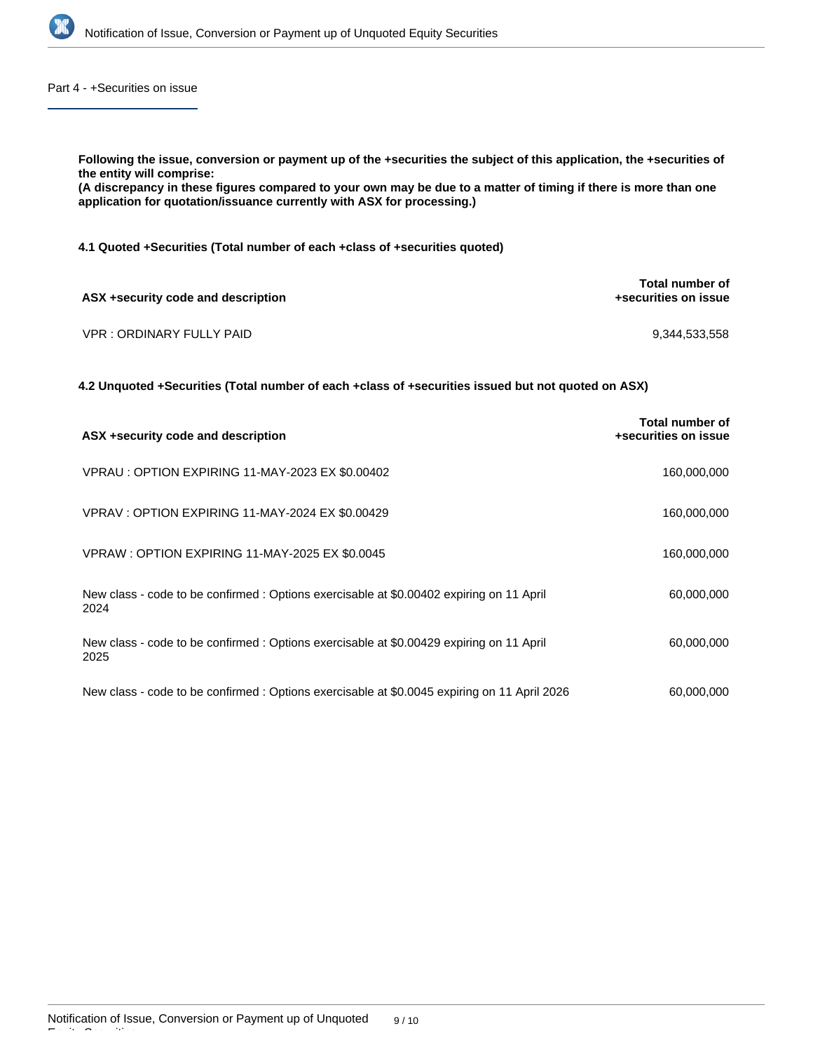Part 4 - +Securities on issue

**Following the issue, conversion or payment up of the +securities the subject of this application, the +securities of the entity will comprise:**
**(A discrepancy in these figures compared to your own may be due to a matter of timing if there is more than one application for quotation/issuance currently with ASX for processing.)**

**4.1 Quoted +Securities (Total number of each +class of +securities quoted)**

| ASX +security code and description | Total number of +securities on issue |
|---|---|
| VPR : ORDINARY FULLY PAID | 9,344,533,558 |

**4.2 Unquoted +Securities (Total number of each +class of +securities issued but not quoted on ASX)**

| ASX +security code and description | Total number of +securities on issue |
|---|---|
| VPRAU : OPTION EXPIRING 11-MAY-2023 EX $0.00402 | 160,000,000 |
| VPRAV : OPTION EXPIRING 11-MAY-2024 EX $0.00429 | 160,000,000 |
| VPRAW : OPTION EXPIRING 11-MAY-2025 EX $0.0045 | 160,000,000 |
| New class - code to be confirmed : Options exercisable at $0.00402 expiring on 11 April 2024 | 60,000,000 |
| New class - code to be confirmed : Options exercisable at $0.00429 expiring on 11 April 2025 | 60,000,000 |
| New class - code to be confirmed : Options exercisable at $0.0045 expiring on 11 April 2026 | 60,000,000 |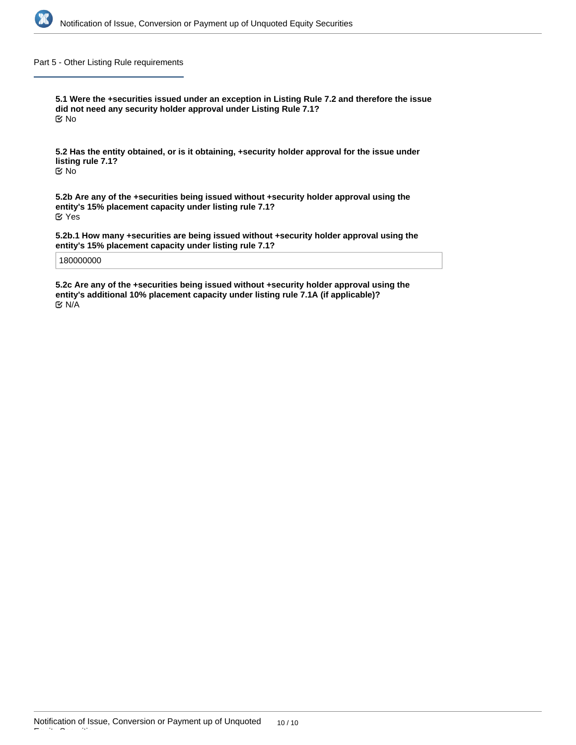## Part 5 - Other Listing Rule requirements

**5.1 Were the +securities issued under an exception in Listing Rule 7.2 and therefore the issue did not need any security holder approval under Listing Rule 7.1?**

No

**5.2 Has the entity obtained, or is it obtaining, +security holder approval for the issue under listing rule 7.1?**

No

**5.2b Are any of the +securities being issued without +security holder approval using the entity's 15% placement capacity under listing rule 7.1?**

Yes

**5.2b.1 How many +securities are being issued without +security holder approval using the entity's 15% placement capacity under listing rule 7.1?**

180000000

**5.2c Are any of the +securities being issued without +security holder approval using the entity's additional 10% placement capacity under listing rule 7.1A (if applicable)?**

N/A